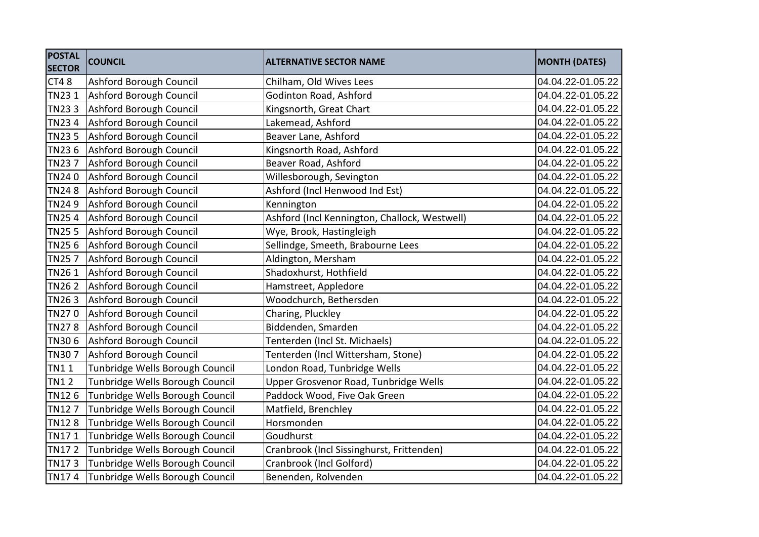| POSTAL SECTOR | COUNCIL | ALTERNATIVE SECTOR NAME | MONTH (DATES) |
|---|---|---|---|
| CT4 8 | Ashford Borough Council | Chilham, Old Wives Lees | 04.04.22-01.05.22 |
| TN23 1 | Ashford Borough Council | Godinton Road, Ashford | 04.04.22-01.05.22 |
| TN23 3 | Ashford Borough Council | Kingsnorth, Great Chart | 04.04.22-01.05.22 |
| TN23 4 | Ashford Borough Council | Lakemead, Ashford | 04.04.22-01.05.22 |
| TN23 5 | Ashford Borough Council | Beaver Lane, Ashford | 04.04.22-01.05.22 |
| TN23 6 | Ashford Borough Council | Kingsnorth Road, Ashford | 04.04.22-01.05.22 |
| TN23 7 | Ashford Borough Council | Beaver Road, Ashford | 04.04.22-01.05.22 |
| TN24 0 | Ashford Borough Council | Willesborough, Sevington | 04.04.22-01.05.22 |
| TN24 8 | Ashford Borough Council | Ashford (Incl Henwood Ind Est) | 04.04.22-01.05.22 |
| TN24 9 | Ashford Borough Council | Kennington | 04.04.22-01.05.22 |
| TN25 4 | Ashford Borough Council | Ashford (Incl Kennington, Challock, Westwell) | 04.04.22-01.05.22 |
| TN25 5 | Ashford Borough Council | Wye, Brook, Hastingleigh | 04.04.22-01.05.22 |
| TN25 6 | Ashford Borough Council | Sellindge, Smeeth, Brabourne Lees | 04.04.22-01.05.22 |
| TN25 7 | Ashford Borough Council | Aldington, Mersham | 04.04.22-01.05.22 |
| TN26 1 | Ashford Borough Council | Shadoxhurst, Hothfield | 04.04.22-01.05.22 |
| TN26 2 | Ashford Borough Council | Hamstreet, Appledore | 04.04.22-01.05.22 |
| TN26 3 | Ashford Borough Council | Woodchurch, Bethersden | 04.04.22-01.05.22 |
| TN27 0 | Ashford Borough Council | Charing, Pluckley | 04.04.22-01.05.22 |
| TN27 8 | Ashford Borough Council | Biddenden, Smarden | 04.04.22-01.05.22 |
| TN30 6 | Ashford Borough Council | Tenterden (Incl St. Michaels) | 04.04.22-01.05.22 |
| TN30 7 | Ashford Borough Council | Tenterden (Incl Wittersham, Stone) | 04.04.22-01.05.22 |
| TN1 1 | Tunbridge Wells Borough Council | London Road, Tunbridge Wells | 04.04.22-01.05.22 |
| TN1 2 | Tunbridge Wells Borough Council | Upper Grosvenor Road, Tunbridge Wells | 04.04.22-01.05.22 |
| TN12 6 | Tunbridge Wells Borough Council | Paddock Wood, Five Oak Green | 04.04.22-01.05.22 |
| TN12 7 | Tunbridge Wells Borough Council | Matfield, Brenchley | 04.04.22-01.05.22 |
| TN12 8 | Tunbridge Wells Borough Council | Horsmonden | 04.04.22-01.05.22 |
| TN17 1 | Tunbridge Wells Borough Council | Goudhurst | 04.04.22-01.05.22 |
| TN17 2 | Tunbridge Wells Borough Council | Cranbrook (Incl Sissinghurst, Frittenden) | 04.04.22-01.05.22 |
| TN17 3 | Tunbridge Wells Borough Council | Cranbrook (Incl Golford) | 04.04.22-01.05.22 |
| TN17 4 | Tunbridge Wells Borough Council | Benenden, Rolvenden | 04.04.22-01.05.22 |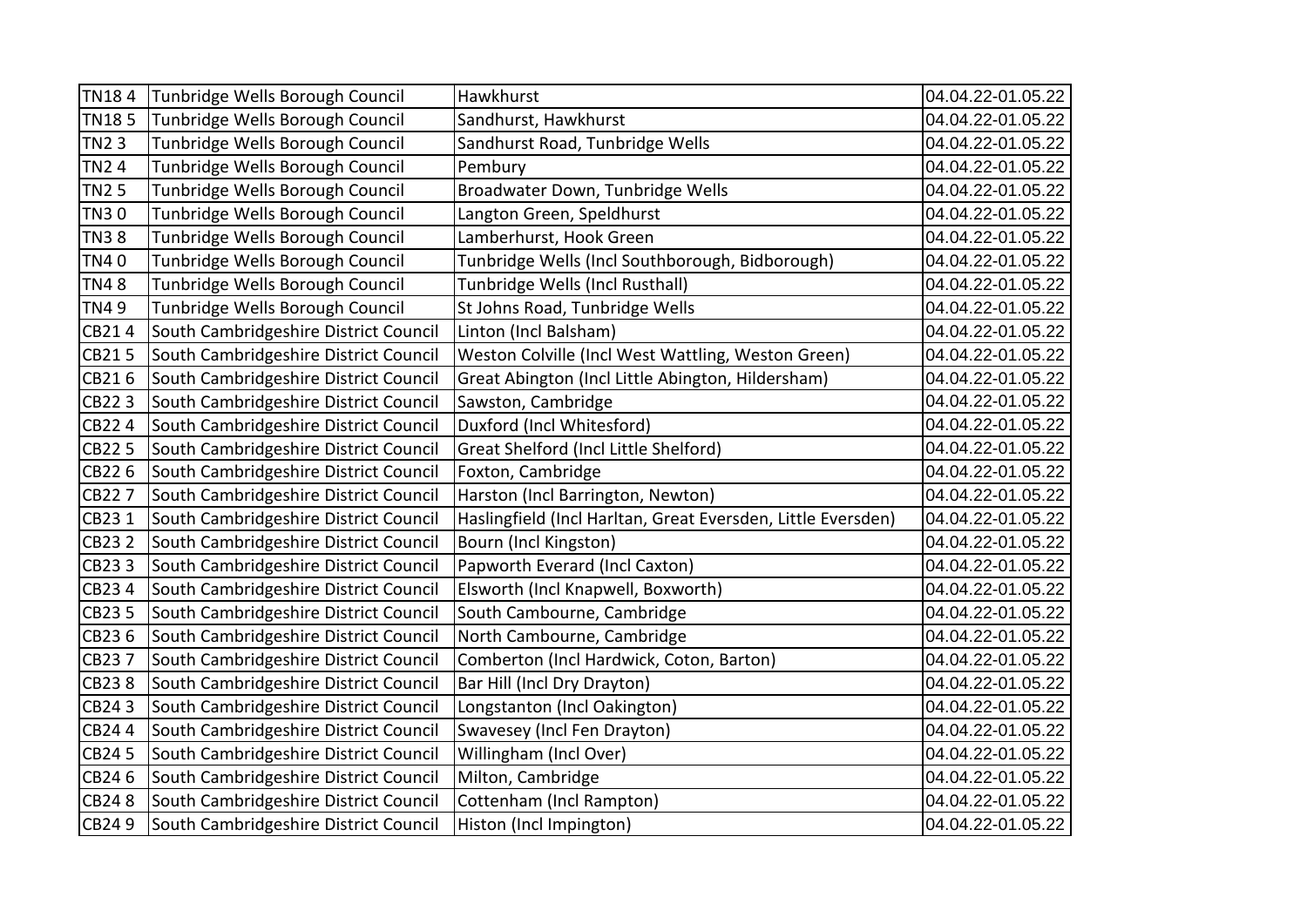| TN18 4 | Tunbridge Wells Borough Council | Hawkhurst | 04.04.22-01.05.22 |
|---|---|---|---|
| TN18 5 | Tunbridge Wells Borough Council | Sandhurst, Hawkhurst | 04.04.22-01.05.22 |
| TN2 3 | Tunbridge Wells Borough Council | Sandhurst Road, Tunbridge Wells | 04.04.22-01.05.22 |
| TN2 4 | Tunbridge Wells Borough Council | Pembury | 04.04.22-01.05.22 |
| TN2 5 | Tunbridge Wells Borough Council | Broadwater Down, Tunbridge Wells | 04.04.22-01.05.22 |
| TN3 0 | Tunbridge Wells Borough Council | Langton Green, Speldhurst | 04.04.22-01.05.22 |
| TN3 8 | Tunbridge Wells Borough Council | Lamberhurst, Hook Green | 04.04.22-01.05.22 |
| TN4 0 | Tunbridge Wells Borough Council | Tunbridge Wells (Incl Southborough, Bidborough) | 04.04.22-01.05.22 |
| TN4 8 | Tunbridge Wells Borough Council | Tunbridge Wells (Incl Rusthall) | 04.04.22-01.05.22 |
| TN4 9 | Tunbridge Wells Borough Council | St Johns Road, Tunbridge Wells | 04.04.22-01.05.22 |
| CB21 4 | South Cambridgeshire District Council | Linton (Incl Balsham) | 04.04.22-01.05.22 |
| CB21 5 | South Cambridgeshire District Council | Weston Colville (Incl West Wattling, Weston Green) | 04.04.22-01.05.22 |
| CB21 6 | South Cambridgeshire District Council | Great Abington (Incl Little Abington, Hildersham) | 04.04.22-01.05.22 |
| CB22 3 | South Cambridgeshire District Council | Sawston, Cambridge | 04.04.22-01.05.22 |
| CB22 4 | South Cambridgeshire District Council | Duxford (Incl Whitesford) | 04.04.22-01.05.22 |
| CB22 5 | South Cambridgeshire District Council | Great Shelford (Incl Little Shelford) | 04.04.22-01.05.22 |
| CB22 6 | South Cambridgeshire District Council | Foxton, Cambridge | 04.04.22-01.05.22 |
| CB22 7 | South Cambridgeshire District Council | Harston (Incl Barrington, Newton) | 04.04.22-01.05.22 |
| CB23 1 | South Cambridgeshire District Council | Haslingfield (Incl Harltan, Great Eversden, Little Eversden) | 04.04.22-01.05.22 |
| CB23 2 | South Cambridgeshire District Council | Bourn (Incl Kingston) | 04.04.22-01.05.22 |
| CB23 3 | South Cambridgeshire District Council | Papworth Everard (Incl Caxton) | 04.04.22-01.05.22 |
| CB23 4 | South Cambridgeshire District Council | Elsworth (Incl Knapwell, Boxworth) | 04.04.22-01.05.22 |
| CB23 5 | South Cambridgeshire District Council | South Cambourne, Cambridge | 04.04.22-01.05.22 |
| CB23 6 | South Cambridgeshire District Council | North Cambourne, Cambridge | 04.04.22-01.05.22 |
| CB23 7 | South Cambridgeshire District Council | Comberton (Incl Hardwick, Coton, Barton) | 04.04.22-01.05.22 |
| CB23 8 | South Cambridgeshire District Council | Bar Hill (Incl Dry Drayton) | 04.04.22-01.05.22 |
| CB24 3 | South Cambridgeshire District Council | Longstanton (Incl Oakington) | 04.04.22-01.05.22 |
| CB24 4 | South Cambridgeshire District Council | Swavesey (Incl Fen Drayton) | 04.04.22-01.05.22 |
| CB24 5 | South Cambridgeshire District Council | Willingham (Incl Over) | 04.04.22-01.05.22 |
| CB24 6 | South Cambridgeshire District Council | Milton, Cambridge | 04.04.22-01.05.22 |
| CB24 8 | South Cambridgeshire District Council | Cottenham (Incl Rampton) | 04.04.22-01.05.22 |
| CB24 9 | South Cambridgeshire District Council | Histon (Incl Impington) | 04.04.22-01.05.22 |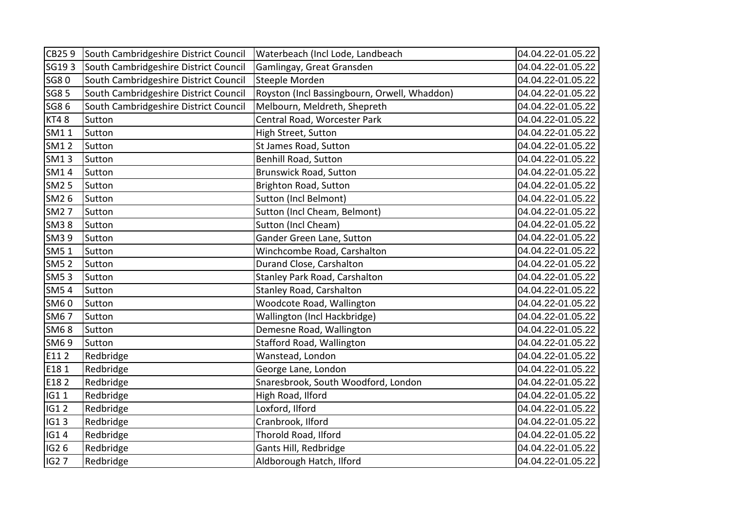| CB25 9 | South Cambridgeshire District Council | Waterbeach (Incl Lode, Landbeach | 04.04.22-01.05.22 |
|---|---|---|---|
| SG19 3 | South Cambridgeshire District Council | Gamlingay, Great Gransden | 04.04.22-01.05.22 |
| SG8 0 | South Cambridgeshire District Council | Steeple Morden | 04.04.22-01.05.22 |
| SG8 5 | South Cambridgeshire District Council | Royston (Incl Bassingbourn, Orwell, Whaddon) | 04.04.22-01.05.22 |
| SG8 6 | South Cambridgeshire District Council | Melbourn, Meldreth, Shepreth | 04.04.22-01.05.22 |
| KT4 8 | Sutton | Central Road, Worcester Park | 04.04.22-01.05.22 |
| SM1 1 | Sutton | High Street, Sutton | 04.04.22-01.05.22 |
| SM1 2 | Sutton | St James Road, Sutton | 04.04.22-01.05.22 |
| SM1 3 | Sutton | Benhill Road, Sutton | 04.04.22-01.05.22 |
| SM1 4 | Sutton | Brunswick Road, Sutton | 04.04.22-01.05.22 |
| SM2 5 | Sutton | Brighton Road, Sutton | 04.04.22-01.05.22 |
| SM2 6 | Sutton | Sutton (Incl Belmont) | 04.04.22-01.05.22 |
| SM2 7 | Sutton | Sutton (Incl Cheam, Belmont) | 04.04.22-01.05.22 |
| SM3 8 | Sutton | Sutton (Incl Cheam) | 04.04.22-01.05.22 |
| SM3 9 | Sutton | Gander Green Lane, Sutton | 04.04.22-01.05.22 |
| SM5 1 | Sutton | Winchcombe Road, Carshalton | 04.04.22-01.05.22 |
| SM5 2 | Sutton | Durand Close, Carshalton | 04.04.22-01.05.22 |
| SM5 3 | Sutton | Stanley Park Road, Carshalton | 04.04.22-01.05.22 |
| SM5 4 | Sutton | Stanley Road, Carshalton | 04.04.22-01.05.22 |
| SM6 0 | Sutton | Woodcote Road, Wallington | 04.04.22-01.05.22 |
| SM6 7 | Sutton | Wallington (Incl Hackbridge) | 04.04.22-01.05.22 |
| SM6 8 | Sutton | Demesne Road, Wallington | 04.04.22-01.05.22 |
| SM6 9 | Sutton | Stafford Road, Wallington | 04.04.22-01.05.22 |
| E11 2 | Redbridge | Wanstead, London | 04.04.22-01.05.22 |
| E18 1 | Redbridge | George Lane, London | 04.04.22-01.05.22 |
| E18 2 | Redbridge | Snaresbrook, South Woodford, London | 04.04.22-01.05.22 |
| IG1 1 | Redbridge | High Road, Ilford | 04.04.22-01.05.22 |
| IG1 2 | Redbridge | Loxford, Ilford | 04.04.22-01.05.22 |
| IG1 3 | Redbridge | Cranbrook, Ilford | 04.04.22-01.05.22 |
| IG1 4 | Redbridge | Thorold Road, Ilford | 04.04.22-01.05.22 |
| IG2 6 | Redbridge | Gants Hill, Redbridge | 04.04.22-01.05.22 |
| IG2 7 | Redbridge | Aldborough Hatch, Ilford | 04.04.22-01.05.22 |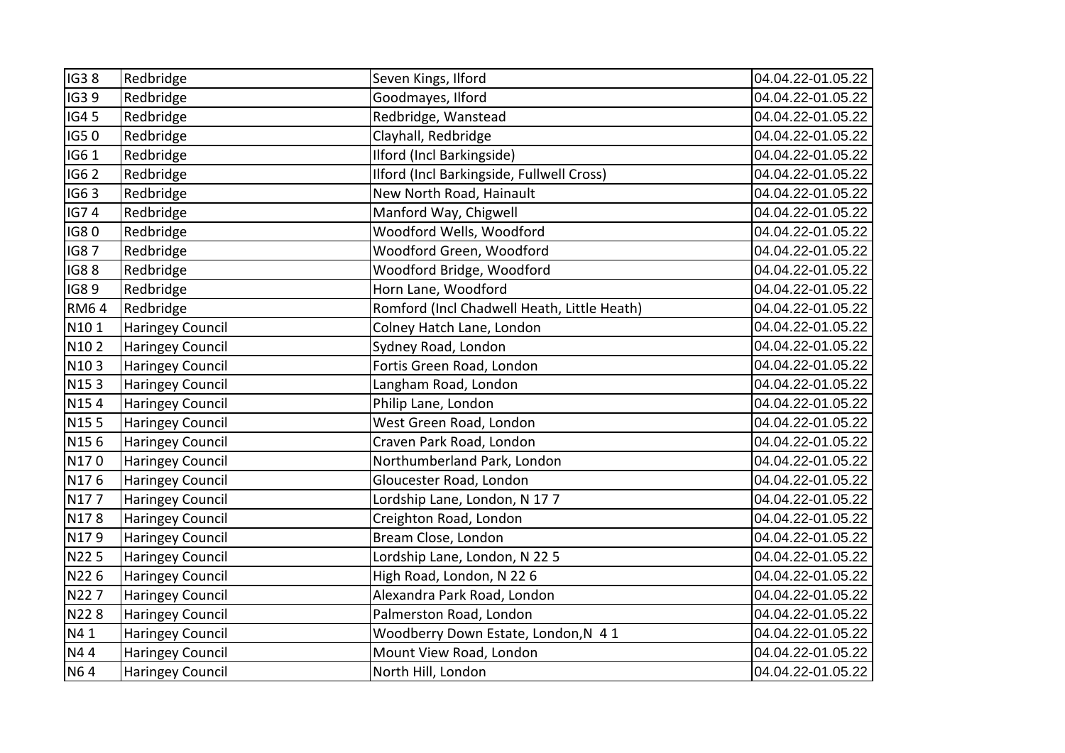| IG3 8 | Redbridge | Seven Kings, Ilford | 04.04.22-01.05.22 |
|---|---|---|---|
| IG3 9 | Redbridge | Goodmayes, Ilford | 04.04.22-01.05.22 |
| IG4 5 | Redbridge | Redbridge, Wanstead | 04.04.22-01.05.22 |
| IG5 0 | Redbridge | Clayhall, Redbridge | 04.04.22-01.05.22 |
| IG6 1 | Redbridge | Ilford (Incl Barkingside) | 04.04.22-01.05.22 |
| IG6 2 | Redbridge | Ilford (Incl Barkingside, Fullwell Cross) | 04.04.22-01.05.22 |
| IG6 3 | Redbridge | New North Road, Hainault | 04.04.22-01.05.22 |
| IG7 4 | Redbridge | Manford Way, Chigwell | 04.04.22-01.05.22 |
| IG8 0 | Redbridge | Woodford Wells, Woodford | 04.04.22-01.05.22 |
| IG8 7 | Redbridge | Woodford Green, Woodford | 04.04.22-01.05.22 |
| IG8 8 | Redbridge | Woodford Bridge, Woodford | 04.04.22-01.05.22 |
| IG8 9 | Redbridge | Horn Lane, Woodford | 04.04.22-01.05.22 |
| RM6 4 | Redbridge | Romford (Incl Chadwell Heath, Little Heath) | 04.04.22-01.05.22 |
| N10 1 | Haringey Council | Colney Hatch Lane, London | 04.04.22-01.05.22 |
| N10 2 | Haringey Council | Sydney Road, London | 04.04.22-01.05.22 |
| N10 3 | Haringey Council | Fortis Green Road, London | 04.04.22-01.05.22 |
| N15 3 | Haringey Council | Langham Road, London | 04.04.22-01.05.22 |
| N15 4 | Haringey Council | Philip Lane, London | 04.04.22-01.05.22 |
| N15 5 | Haringey Council | West Green Road, London | 04.04.22-01.05.22 |
| N15 6 | Haringey Council | Craven Park Road, London | 04.04.22-01.05.22 |
| N17 0 | Haringey Council | Northumberland Park, London | 04.04.22-01.05.22 |
| N17 6 | Haringey Council | Gloucester Road, London | 04.04.22-01.05.22 |
| N17 7 | Haringey Council | Lordship Lane, London, N 17 7 | 04.04.22-01.05.22 |
| N17 8 | Haringey Council | Creighton Road, London | 04.04.22-01.05.22 |
| N17 9 | Haringey Council | Bream Close, London | 04.04.22-01.05.22 |
| N22 5 | Haringey Council | Lordship Lane, London, N 22 5 | 04.04.22-01.05.22 |
| N22 6 | Haringey Council | High Road, London, N 22 6 | 04.04.22-01.05.22 |
| N22 7 | Haringey Council | Alexandra Park Road, London | 04.04.22-01.05.22 |
| N22 8 | Haringey Council | Palmerston Road, London | 04.04.22-01.05.22 |
| N4 1 | Haringey Council | Woodberry Down Estate, London,N 4 1 | 04.04.22-01.05.22 |
| N4 4 | Haringey Council | Mount View Road, London | 04.04.22-01.05.22 |
| N6 4 | Haringey Council | North Hill, London | 04.04.22-01.05.22 |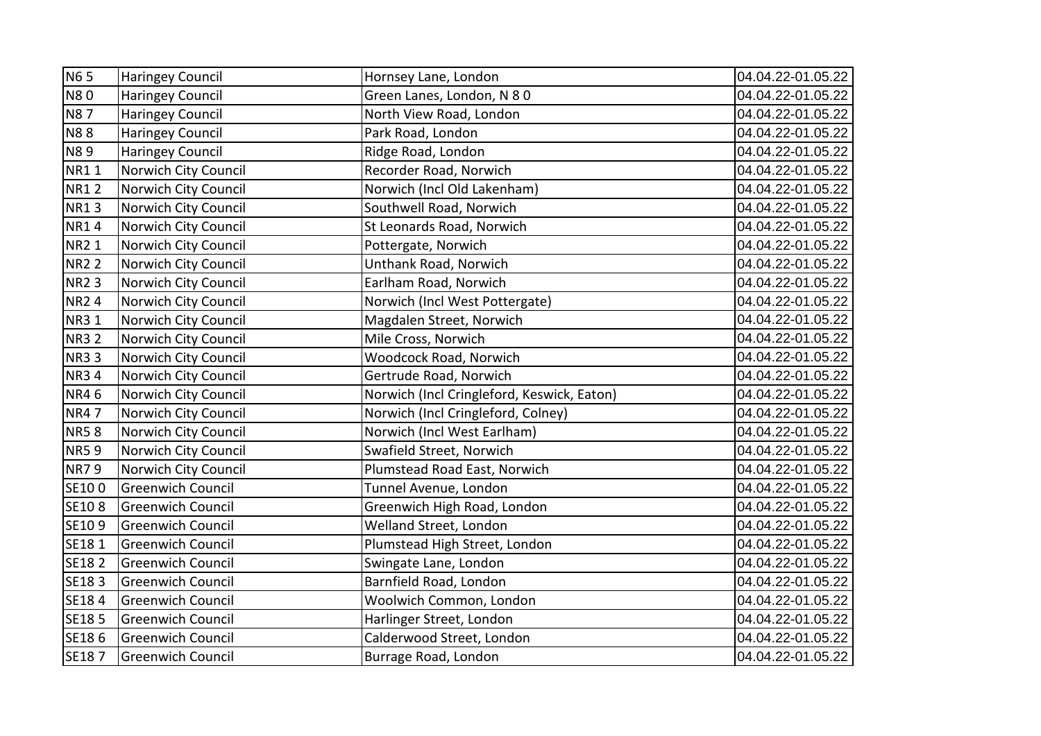| N6 5 | Haringey Council | Hornsey Lane, London | 04.04.22-01.05.22 |
|---|---|---|---|
| N8 0 | Haringey Council | Green Lanes, London, N 8 0 | 04.04.22-01.05.22 |
| N8 7 | Haringey Council | North View Road, London | 04.04.22-01.05.22 |
| N8 8 | Haringey Council | Park Road, London | 04.04.22-01.05.22 |
| N8 9 | Haringey Council | Ridge Road, London | 04.04.22-01.05.22 |
| NR1 1 | Norwich City Council | Recorder Road, Norwich | 04.04.22-01.05.22 |
| NR1 2 | Norwich City Council | Norwich (Incl Old Lakenham) | 04.04.22-01.05.22 |
| NR1 3 | Norwich City Council | Southwell Road, Norwich | 04.04.22-01.05.22 |
| NR1 4 | Norwich City Council | St Leonards Road, Norwich | 04.04.22-01.05.22 |
| NR2 1 | Norwich City Council | Pottergate, Norwich | 04.04.22-01.05.22 |
| NR2 2 | Norwich City Council | Unthank Road, Norwich | 04.04.22-01.05.22 |
| NR2 3 | Norwich City Council | Earlham Road, Norwich | 04.04.22-01.05.22 |
| NR2 4 | Norwich City Council | Norwich (Incl West Pottergate) | 04.04.22-01.05.22 |
| NR3 1 | Norwich City Council | Magdalen Street, Norwich | 04.04.22-01.05.22 |
| NR3 2 | Norwich City Council | Mile Cross, Norwich | 04.04.22-01.05.22 |
| NR3 3 | Norwich City Council | Woodcock Road, Norwich | 04.04.22-01.05.22 |
| NR3 4 | Norwich City Council | Gertrude Road, Norwich | 04.04.22-01.05.22 |
| NR4 6 | Norwich City Council | Norwich (Incl Cringleford, Keswick, Eaton) | 04.04.22-01.05.22 |
| NR4 7 | Norwich City Council | Norwich (Incl Cringleford, Colney) | 04.04.22-01.05.22 |
| NR5 8 | Norwich City Council | Norwich (Incl West Earlham) | 04.04.22-01.05.22 |
| NR5 9 | Norwich City Council | Swafield Street, Norwich | 04.04.22-01.05.22 |
| NR7 9 | Norwich City Council | Plumstead Road East, Norwich | 04.04.22-01.05.22 |
| SE10 0 | Greenwich Council | Tunnel Avenue, London | 04.04.22-01.05.22 |
| SE10 8 | Greenwich Council | Greenwich High Road, London | 04.04.22-01.05.22 |
| SE10 9 | Greenwich Council | Welland Street, London | 04.04.22-01.05.22 |
| SE18 1 | Greenwich Council | Plumstead High Street, London | 04.04.22-01.05.22 |
| SE18 2 | Greenwich Council | Swingate Lane, London | 04.04.22-01.05.22 |
| SE18 3 | Greenwich Council | Barnfield Road, London | 04.04.22-01.05.22 |
| SE18 4 | Greenwich Council | Woolwich Common, London | 04.04.22-01.05.22 |
| SE18 5 | Greenwich Council | Harlinger Street, London | 04.04.22-01.05.22 |
| SE18 6 | Greenwich Council | Calderwood Street, London | 04.04.22-01.05.22 |
| SE18 7 | Greenwich Council | Burrage Road, London | 04.04.22-01.05.22 |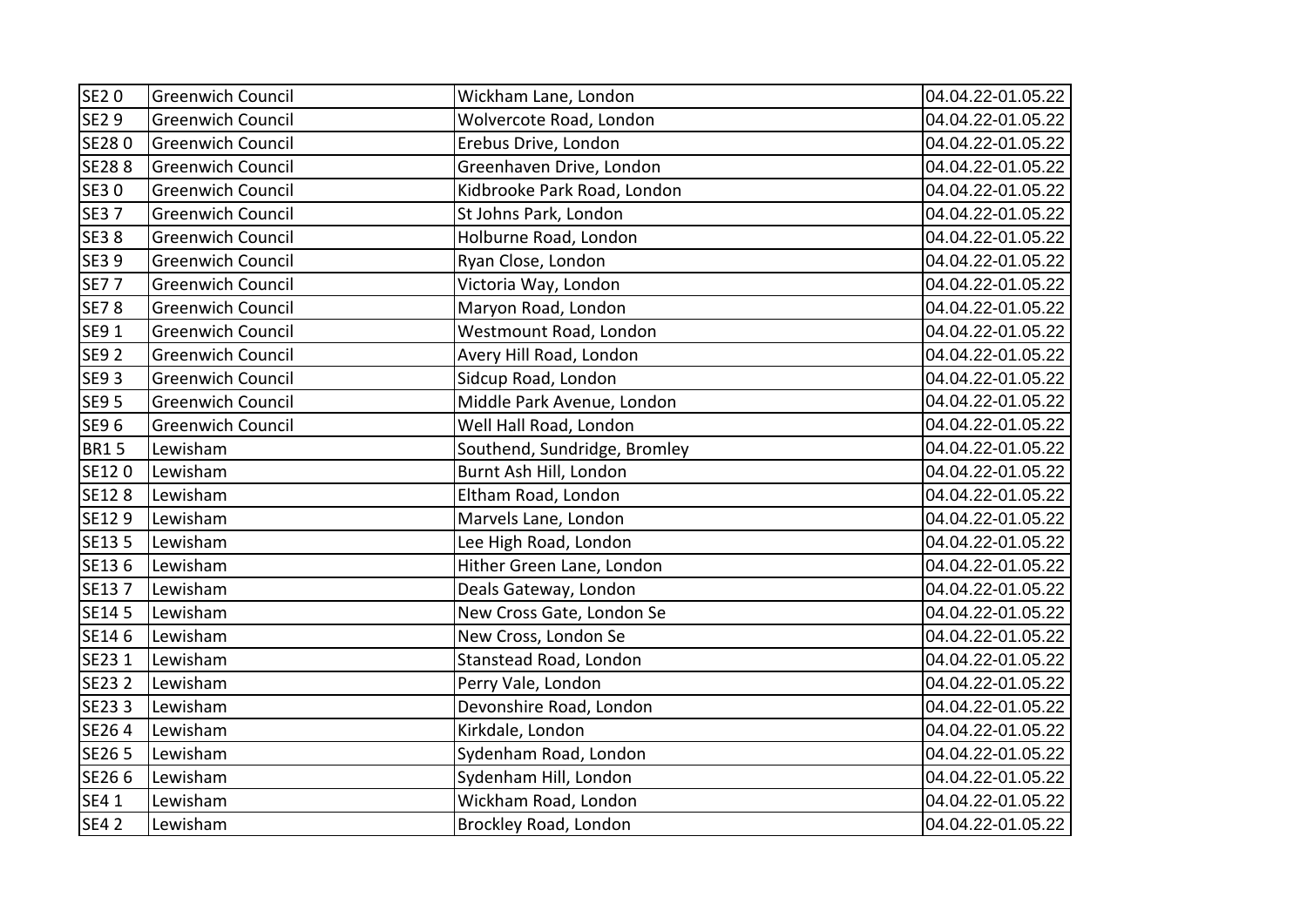| SE2 0 | Greenwich Council | Wickham Lane, London | 04.04.22-01.05.22 |
|---|---|---|---|
| SE2 9 | Greenwich Council | Wolvercote Road, London | 04.04.22-01.05.22 |
| SE28 0 | Greenwich Council | Erebus Drive, London | 04.04.22-01.05.22 |
| SE28 8 | Greenwich Council | Greenhaven Drive, London | 04.04.22-01.05.22 |
| SE3 0 | Greenwich Council | Kidbrooke Park Road, London | 04.04.22-01.05.22 |
| SE3 7 | Greenwich Council | St Johns Park, London | 04.04.22-01.05.22 |
| SE3 8 | Greenwich Council | Holburne Road, London | 04.04.22-01.05.22 |
| SE3 9 | Greenwich Council | Ryan Close, London | 04.04.22-01.05.22 |
| SE7 7 | Greenwich Council | Victoria Way, London | 04.04.22-01.05.22 |
| SE7 8 | Greenwich Council | Maryon Road, London | 04.04.22-01.05.22 |
| SE9 1 | Greenwich Council | Westmount Road, London | 04.04.22-01.05.22 |
| SE9 2 | Greenwich Council | Avery Hill Road, London | 04.04.22-01.05.22 |
| SE9 3 | Greenwich Council | Sidcup Road, London | 04.04.22-01.05.22 |
| SE9 5 | Greenwich Council | Middle Park Avenue, London | 04.04.22-01.05.22 |
| SE9 6 | Greenwich Council | Well Hall Road, London | 04.04.22-01.05.22 |
| BR1 5 | Lewisham | Southend, Sundridge, Bromley | 04.04.22-01.05.22 |
| SE12 0 | Lewisham | Burnt Ash Hill, London | 04.04.22-01.05.22 |
| SE12 8 | Lewisham | Eltham Road, London | 04.04.22-01.05.22 |
| SE12 9 | Lewisham | Marvels Lane, London | 04.04.22-01.05.22 |
| SE13 5 | Lewisham | Lee High Road, London | 04.04.22-01.05.22 |
| SE13 6 | Lewisham | Hither Green Lane, London | 04.04.22-01.05.22 |
| SE13 7 | Lewisham | Deals Gateway, London | 04.04.22-01.05.22 |
| SE14 5 | Lewisham | New Cross Gate, London Se | 04.04.22-01.05.22 |
| SE14 6 | Lewisham | New Cross, London Se | 04.04.22-01.05.22 |
| SE23 1 | Lewisham | Stanstead Road, London | 04.04.22-01.05.22 |
| SE23 2 | Lewisham | Perry Vale, London | 04.04.22-01.05.22 |
| SE23 3 | Lewisham | Devonshire Road, London | 04.04.22-01.05.22 |
| SE26 4 | Lewisham | Kirkdale, London | 04.04.22-01.05.22 |
| SE26 5 | Lewisham | Sydenham Road, London | 04.04.22-01.05.22 |
| SE26 6 | Lewisham | Sydenham Hill, London | 04.04.22-01.05.22 |
| SE4 1 | Lewisham | Wickham Road, London | 04.04.22-01.05.22 |
| SE4 2 | Lewisham | Brockley Road, London | 04.04.22-01.05.22 |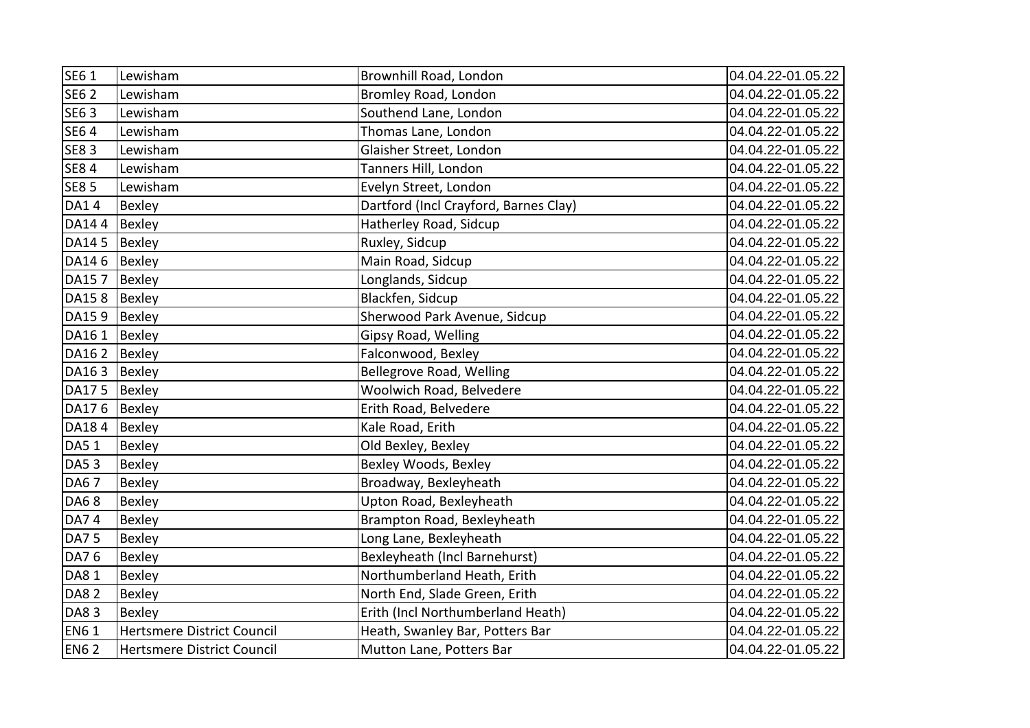| SE6 1 | Lewisham | Brownhill Road, London | 04.04.22-01.05.22 |
|---|---|---|---|
| SE6 2 | Lewisham | Bromley Road, London | 04.04.22-01.05.22 |
| SE6 3 | Lewisham | Southend Lane, London | 04.04.22-01.05.22 |
| SE6 4 | Lewisham | Thomas Lane, London | 04.04.22-01.05.22 |
| SE8 3 | Lewisham | Glaisher Street, London | 04.04.22-01.05.22 |
| SE8 4 | Lewisham | Tanners Hill, London | 04.04.22-01.05.22 |
| SE8 5 | Lewisham | Evelyn Street, London | 04.04.22-01.05.22 |
| DA1 4 | Bexley | Dartford (Incl Crayford, Barnes Clay) | 04.04.22-01.05.22 |
| DA14 4 | Bexley | Hatherley Road, Sidcup | 04.04.22-01.05.22 |
| DA14 5 | Bexley | Ruxley, Sidcup | 04.04.22-01.05.22 |
| DA14 6 | Bexley | Main Road, Sidcup | 04.04.22-01.05.22 |
| DA15 7 | Bexley | Longlands, Sidcup | 04.04.22-01.05.22 |
| DA15 8 | Bexley | Blackfen, Sidcup | 04.04.22-01.05.22 |
| DA15 9 | Bexley | Sherwood Park Avenue, Sidcup | 04.04.22-01.05.22 |
| DA16 1 | Bexley | Gipsy Road, Welling | 04.04.22-01.05.22 |
| DA16 2 | Bexley | Falconwood, Bexley | 04.04.22-01.05.22 |
| DA16 3 | Bexley | Bellegrove Road, Welling | 04.04.22-01.05.22 |
| DA17 5 | Bexley | Woolwich Road, Belvedere | 04.04.22-01.05.22 |
| DA17 6 | Bexley | Erith Road, Belvedere | 04.04.22-01.05.22 |
| DA18 4 | Bexley | Kale Road, Erith | 04.04.22-01.05.22 |
| DA5 1 | Bexley | Old Bexley, Bexley | 04.04.22-01.05.22 |
| DA5 3 | Bexley | Bexley Woods, Bexley | 04.04.22-01.05.22 |
| DA6 7 | Bexley | Broadway, Bexleyheath | 04.04.22-01.05.22 |
| DA6 8 | Bexley | Upton Road, Bexleyheath | 04.04.22-01.05.22 |
| DA7 4 | Bexley | Brampton Road, Bexleyheath | 04.04.22-01.05.22 |
| DA7 5 | Bexley | Long Lane, Bexleyheath | 04.04.22-01.05.22 |
| DA7 6 | Bexley | Bexleyheath (Incl Barnehurst) | 04.04.22-01.05.22 |
| DA8 1 | Bexley | Northumberland Heath, Erith | 04.04.22-01.05.22 |
| DA8 2 | Bexley | North End, Slade Green, Erith | 04.04.22-01.05.22 |
| DA8 3 | Bexley | Erith (Incl Northumberland Heath) | 04.04.22-01.05.22 |
| EN6 1 | Hertsmere District Council | Heath, Swanley Bar, Potters Bar | 04.04.22-01.05.22 |
| EN6 2 | Hertsmere District Council | Mutton Lane, Potters Bar | 04.04.22-01.05.22 |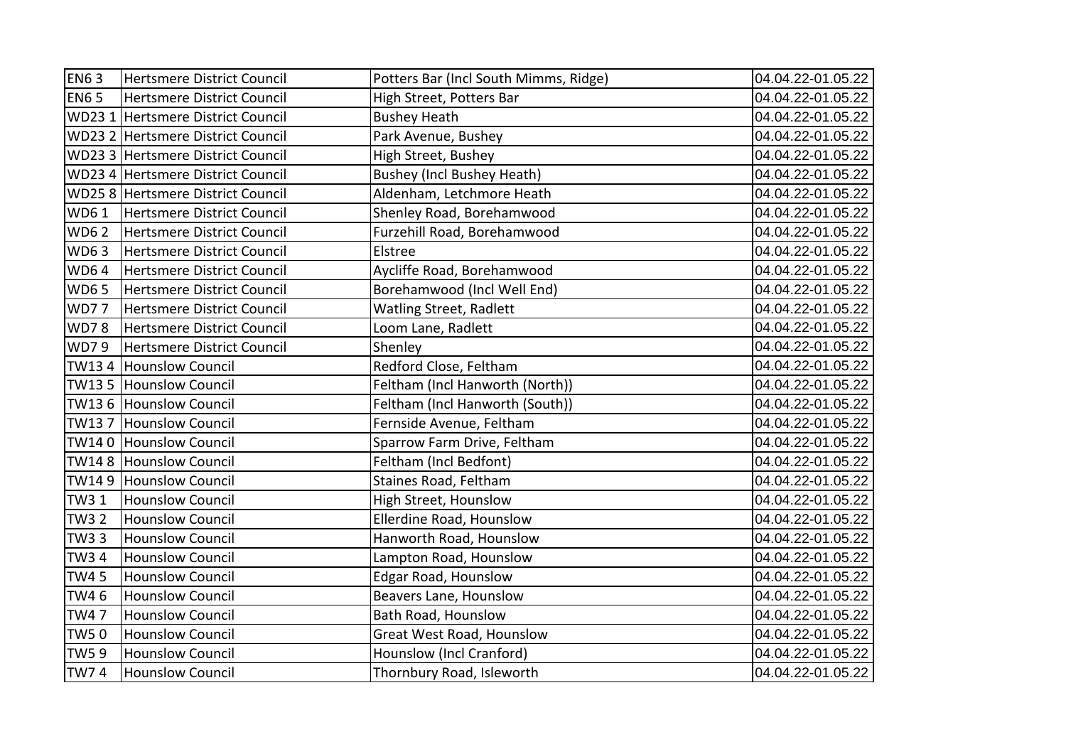| EN6 3 | Hertsmere District Council | Potters Bar (Incl South Mimms, Ridge) | 04.04.22-01.05.22 |
|---|---|---|---|
| EN6 5 | Hertsmere District Council | High Street, Potters Bar | 04.04.22-01.05.22 |
| WD23 1 | Hertsmere District Council | Bushey Heath | 04.04.22-01.05.22 |
| WD23 2 | Hertsmere District Council | Park Avenue, Bushey | 04.04.22-01.05.22 |
| WD23 3 | Hertsmere District Council | High Street, Bushey | 04.04.22-01.05.22 |
| WD23 4 | Hertsmere District Council | Bushey (Incl Bushey Heath) | 04.04.22-01.05.22 |
| WD25 8 | Hertsmere District Council | Aldenham, Letchmore Heath | 04.04.22-01.05.22 |
| WD6 1 | Hertsmere District Council | Shenley Road, Borehamwood | 04.04.22-01.05.22 |
| WD6 2 | Hertsmere District Council | Furzehill Road, Borehamwood | 04.04.22-01.05.22 |
| WD6 3 | Hertsmere District Council | Elstree | 04.04.22-01.05.22 |
| WD6 4 | Hertsmere District Council | Aycliffe Road, Borehamwood | 04.04.22-01.05.22 |
| WD6 5 | Hertsmere District Council | Borehamwood (Incl Well End) | 04.04.22-01.05.22 |
| WD7 7 | Hertsmere District Council | Watling Street, Radlett | 04.04.22-01.05.22 |
| WD7 8 | Hertsmere District Council | Loom Lane, Radlett | 04.04.22-01.05.22 |
| WD7 9 | Hertsmere District Council | Shenley | 04.04.22-01.05.22 |
| TW13 4 | Hounslow Council | Redford Close, Feltham | 04.04.22-01.05.22 |
| TW13 5 | Hounslow Council | Feltham (Incl Hanworth (North)) | 04.04.22-01.05.22 |
| TW13 6 | Hounslow Council | Feltham (Incl Hanworth (South)) | 04.04.22-01.05.22 |
| TW13 7 | Hounslow Council | Fernside Avenue, Feltham | 04.04.22-01.05.22 |
| TW14 0 | Hounslow Council | Sparrow Farm Drive, Feltham | 04.04.22-01.05.22 |
| TW14 8 | Hounslow Council | Feltham (Incl Bedfont) | 04.04.22-01.05.22 |
| TW14 9 | Hounslow Council | Staines Road, Feltham | 04.04.22-01.05.22 |
| TW3 1 | Hounslow Council | High Street, Hounslow | 04.04.22-01.05.22 |
| TW3 2 | Hounslow Council | Ellerdine Road, Hounslow | 04.04.22-01.05.22 |
| TW3 3 | Hounslow Council | Hanworth Road, Hounslow | 04.04.22-01.05.22 |
| TW3 4 | Hounslow Council | Lampton Road, Hounslow | 04.04.22-01.05.22 |
| TW4 5 | Hounslow Council | Edgar Road, Hounslow | 04.04.22-01.05.22 |
| TW4 6 | Hounslow Council | Beavers Lane, Hounslow | 04.04.22-01.05.22 |
| TW4 7 | Hounslow Council | Bath Road, Hounslow | 04.04.22-01.05.22 |
| TW5 0 | Hounslow Council | Great West Road, Hounslow | 04.04.22-01.05.22 |
| TW5 9 | Hounslow Council | Hounslow (Incl Cranford) | 04.04.22-01.05.22 |
| TW7 4 | Hounslow Council | Thornbury Road, Isleworth | 04.04.22-01.05.22 |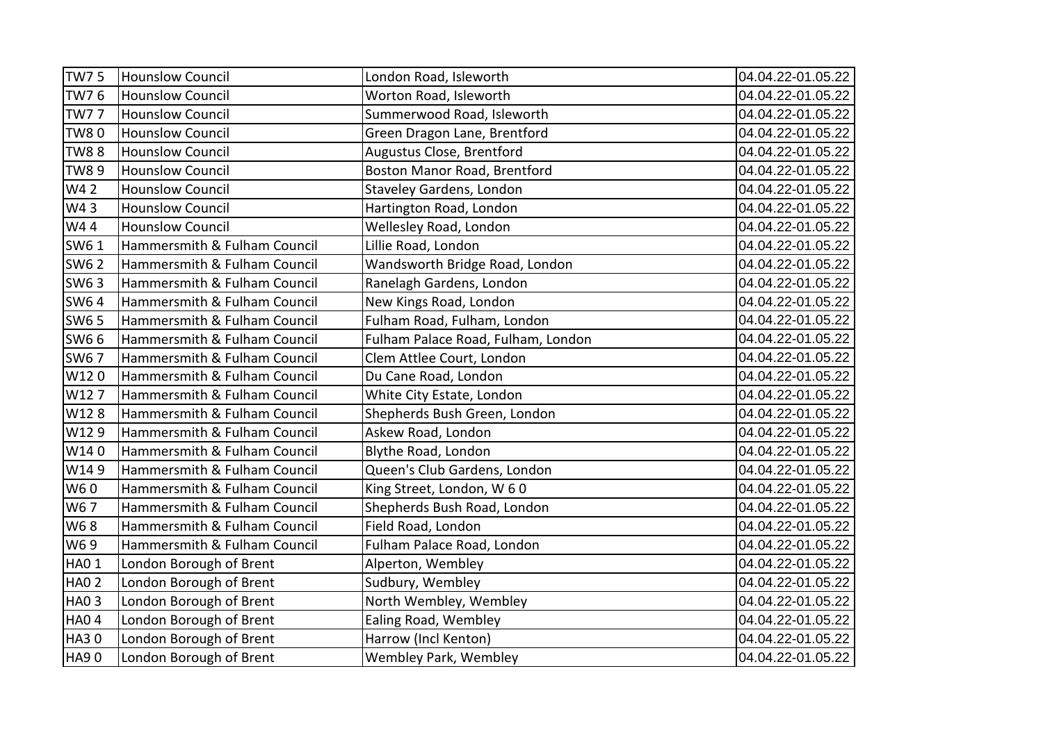| | | | |
|---|---|---|---|
| TW7 5 | Hounslow Council | London Road, Isleworth | 04.04.22-01.05.22 |
| TW7 6 | Hounslow Council | Worton Road, Isleworth | 04.04.22-01.05.22 |
| TW7 7 | Hounslow Council | Summerwood Road, Isleworth | 04.04.22-01.05.22 |
| TW8 0 | Hounslow Council | Green Dragon Lane, Brentford | 04.04.22-01.05.22 |
| TW8 8 | Hounslow Council | Augustus Close, Brentford | 04.04.22-01.05.22 |
| TW8 9 | Hounslow Council | Boston Manor Road, Brentford | 04.04.22-01.05.22 |
| W4 2 | Hounslow Council | Staveley Gardens, London | 04.04.22-01.05.22 |
| W4 3 | Hounslow Council | Hartington Road, London | 04.04.22-01.05.22 |
| W4 4 | Hounslow Council | Wellesley Road, London | 04.04.22-01.05.22 |
| SW6 1 | Hammersmith & Fulham Council | Lillie Road, London | 04.04.22-01.05.22 |
| SW6 2 | Hammersmith & Fulham Council | Wandsworth Bridge Road, London | 04.04.22-01.05.22 |
| SW6 3 | Hammersmith & Fulham Council | Ranelagh Gardens, London | 04.04.22-01.05.22 |
| SW6 4 | Hammersmith & Fulham Council | New Kings Road, London | 04.04.22-01.05.22 |
| SW6 5 | Hammersmith & Fulham Council | Fulham Road, Fulham, London | 04.04.22-01.05.22 |
| SW6 6 | Hammersmith & Fulham Council | Fulham Palace Road, Fulham, London | 04.04.22-01.05.22 |
| SW6 7 | Hammersmith & Fulham Council | Clem Attlee Court, London | 04.04.22-01.05.22 |
| W12 0 | Hammersmith & Fulham Council | Du Cane Road, London | 04.04.22-01.05.22 |
| W12 7 | Hammersmith & Fulham Council | White City Estate, London | 04.04.22-01.05.22 |
| W12 8 | Hammersmith & Fulham Council | Shepherds Bush Green, London | 04.04.22-01.05.22 |
| W12 9 | Hammersmith & Fulham Council | Askew Road, London | 04.04.22-01.05.22 |
| W14 0 | Hammersmith & Fulham Council | Blythe Road, London | 04.04.22-01.05.22 |
| W14 9 | Hammersmith & Fulham Council | Queen's Club Gardens, London | 04.04.22-01.05.22 |
| W6 0 | Hammersmith & Fulham Council | King Street, London, W 6 0 | 04.04.22-01.05.22 |
| W6 7 | Hammersmith & Fulham Council | Shepherds Bush Road, London | 04.04.22-01.05.22 |
| W6 8 | Hammersmith & Fulham Council | Field Road, London | 04.04.22-01.05.22 |
| W6 9 | Hammersmith & Fulham Council | Fulham Palace Road, London | 04.04.22-01.05.22 |
| HA0 1 | London Borough of Brent | Alperton, Wembley | 04.04.22-01.05.22 |
| HA0 2 | London Borough of Brent | Sudbury, Wembley | 04.04.22-01.05.22 |
| HA0 3 | London Borough of Brent | North Wembley, Wembley | 04.04.22-01.05.22 |
| HA0 4 | London Borough of Brent | Ealing Road, Wembley | 04.04.22-01.05.22 |
| HA3 0 | London Borough of Brent | Harrow (Incl Kenton) | 04.04.22-01.05.22 |
| HA9 0 | London Borough of Brent | Wembley Park, Wembley | 04.04.22-01.05.22 |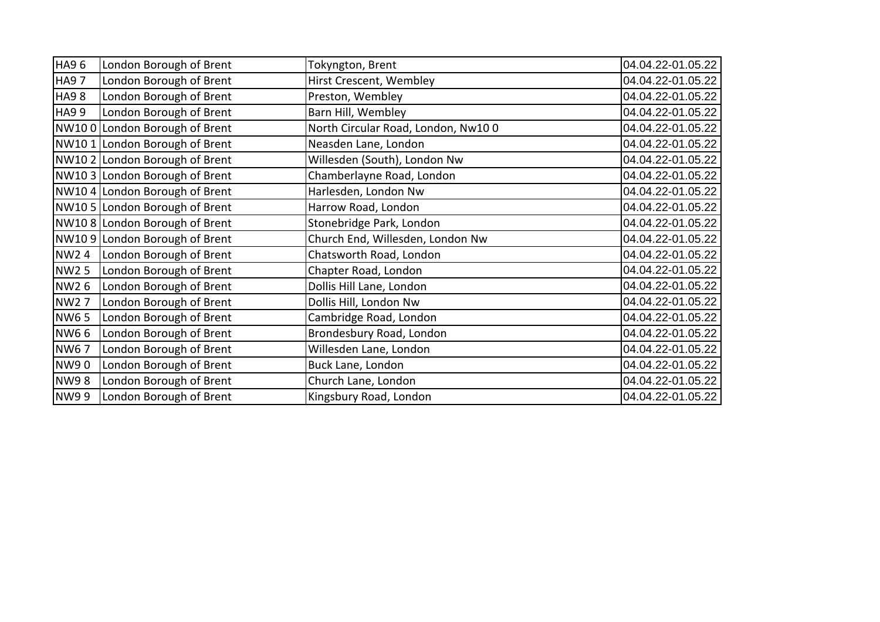| | | | |
|---|---|---|---|
| HA9 6 | London Borough of Brent | Tokyngton, Brent | 04.04.22-01.05.22 |
| HA9 7 | London Borough of Brent | Hirst Crescent, Wembley | 04.04.22-01.05.22 |
| HA9 8 | London Borough of Brent | Preston, Wembley | 04.04.22-01.05.22 |
| HA9 9 | London Borough of Brent | Barn Hill, Wembley | 04.04.22-01.05.22 |
| NW10 0 | London Borough of Brent | North Circular Road, London, Nw10 0 | 04.04.22-01.05.22 |
| NW10 1 | London Borough of Brent | Neasden Lane, London | 04.04.22-01.05.22 |
| NW10 2 | London Borough of Brent | Willesden (South), London Nw | 04.04.22-01.05.22 |
| NW10 3 | London Borough of Brent | Chamberlayne Road, London | 04.04.22-01.05.22 |
| NW10 4 | London Borough of Brent | Harlesden, London Nw | 04.04.22-01.05.22 |
| NW10 5 | London Borough of Brent | Harrow Road, London | 04.04.22-01.05.22 |
| NW10 8 | London Borough of Brent | Stonebridge Park, London | 04.04.22-01.05.22 |
| NW10 9 | London Borough of Brent | Church End, Willesden, London Nw | 04.04.22-01.05.22 |
| NW2 4 | London Borough of Brent | Chatsworth Road, London | 04.04.22-01.05.22 |
| NW2 5 | London Borough of Brent | Chapter Road, London | 04.04.22-01.05.22 |
| NW2 6 | London Borough of Brent | Dollis Hill Lane, London | 04.04.22-01.05.22 |
| NW2 7 | London Borough of Brent | Dollis Hill, London Nw | 04.04.22-01.05.22 |
| NW6 5 | London Borough of Brent | Cambridge Road, London | 04.04.22-01.05.22 |
| NW6 6 | London Borough of Brent | Brondesbury Road, London | 04.04.22-01.05.22 |
| NW6 7 | London Borough of Brent | Willesden Lane, London | 04.04.22-01.05.22 |
| NW9 0 | London Borough of Brent | Buck Lane, London | 04.04.22-01.05.22 |
| NW9 8 | London Borough of Brent | Church Lane, London | 04.04.22-01.05.22 |
| NW9 9 | London Borough of Brent | Kingsbury Road, London | 04.04.22-01.05.22 |